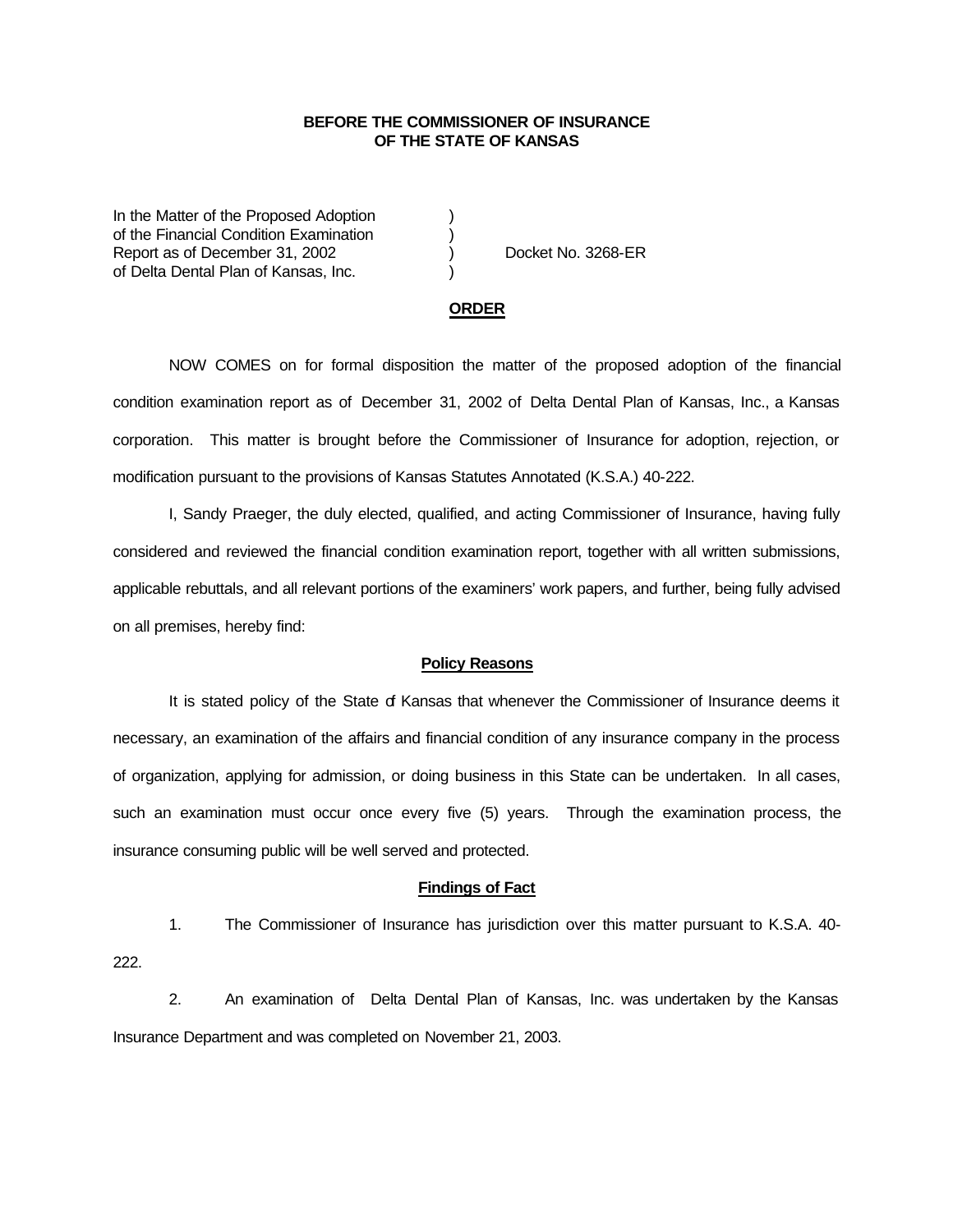**BEFORE THE COMMISSIONER OF INSURANCE**
**OF THE STATE OF KANSAS**

| | | |
|---|---|---|
| In the Matter of the Proposed Adoption | ) | |
| of the Financial Condition Examination | ) | |
| Report as of December 31, 2002 | ) | Docket No. 3268-ER |
| of Delta Dental Plan of Kansas, Inc. | ) | |

**ORDER**

NOW COMES on for formal disposition the matter of the proposed adoption of the financial condition examination report as of December 31, 2002 of Delta Dental Plan of Kansas, Inc., a Kansas corporation. This matter is brought before the Commissioner of Insurance for adoption, rejection, or modification pursuant to the provisions of Kansas Statutes Annotated (K.S.A.) 40-222.

I, Sandy Praeger, the duly elected, qualified, and acting Commissioner of Insurance, having fully considered and reviewed the financial condition examination report, together with all written submissions, applicable rebuttals, and all relevant portions of the examiners' work papers, and further, being fully advised on all premises, hereby find:

**Policy Reasons**

It is stated policy of the State of Kansas that whenever the Commissioner of Insurance deems it necessary, an examination of the affairs and financial condition of any insurance company in the process of organization, applying for admission, or doing business in this State can be undertaken. In all cases, such an examination must occur once every five (5) years. Through the examination process, the insurance consuming public will be well served and protected.

**Findings of Fact**

1. The Commissioner of Insurance has jurisdiction over this matter pursuant to K.S.A. 40-222.

2. An examination of Delta Dental Plan of Kansas, Inc. was undertaken by the Kansas Insurance Department and was completed on November 21, 2003.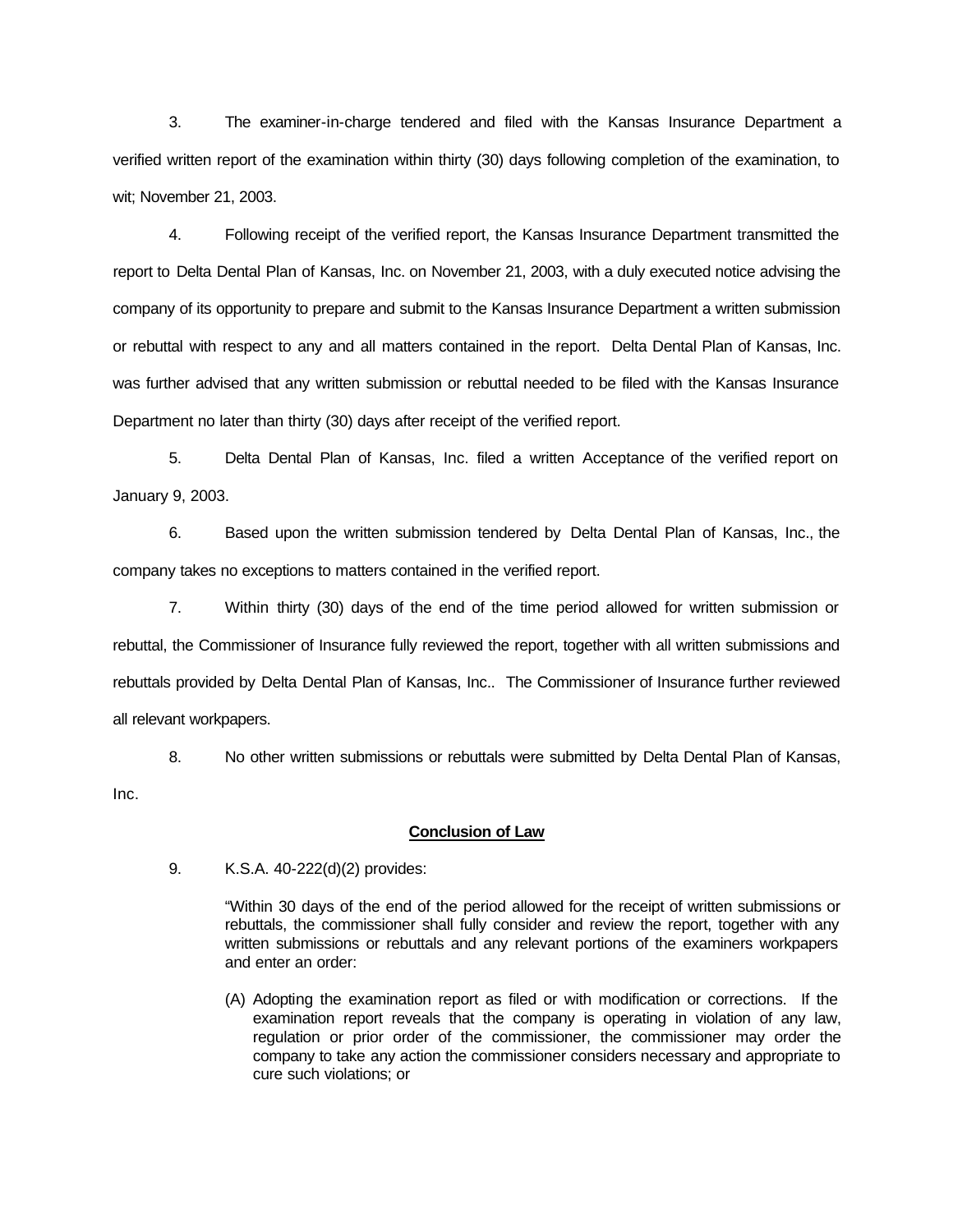3. The examiner-in-charge tendered and filed with the Kansas Insurance Department a verified written report of the examination within thirty (30) days following completion of the examination, to wit; November 21, 2003.

4. Following receipt of the verified report, the Kansas Insurance Department transmitted the report to Delta Dental Plan of Kansas, Inc. on November 21, 2003, with a duly executed notice advising the company of its opportunity to prepare and submit to the Kansas Insurance Department a written submission or rebuttal with respect to any and all matters contained in the report. Delta Dental Plan of Kansas, Inc. was further advised that any written submission or rebuttal needed to be filed with the Kansas Insurance Department no later than thirty (30) days after receipt of the verified report.

5. Delta Dental Plan of Kansas, Inc. filed a written Acceptance of the verified report on January 9, 2003.

6. Based upon the written submission tendered by Delta Dental Plan of Kansas, Inc., the company takes no exceptions to matters contained in the verified report.

7. Within thirty (30) days of the end of the time period allowed for written submission or rebuttal, the Commissioner of Insurance fully reviewed the report, together with all written submissions and rebuttals provided by Delta Dental Plan of Kansas, Inc.. The Commissioner of Insurance further reviewed all relevant workpapers.

8. No other written submissions or rebuttals were submitted by Delta Dental Plan of Kansas, Inc.

**Conclusion of Law**

9. K.S.A. 40-222(d)(2) provides:

> "Within 30 days of the end of the period allowed for the receipt of written submissions or rebuttals, the commissioner shall fully consider and review the report, together with any written submissions or rebuttals and any relevant portions of the examiners workpapers and enter an order:
>
> (A) Adopting the examination report as filed or with modification or corrections. If the examination report reveals that the company is operating in violation of any law, regulation or prior order of the commissioner, the commissioner may order the company to take any action the commissioner considers necessary and appropriate to cure such violations; or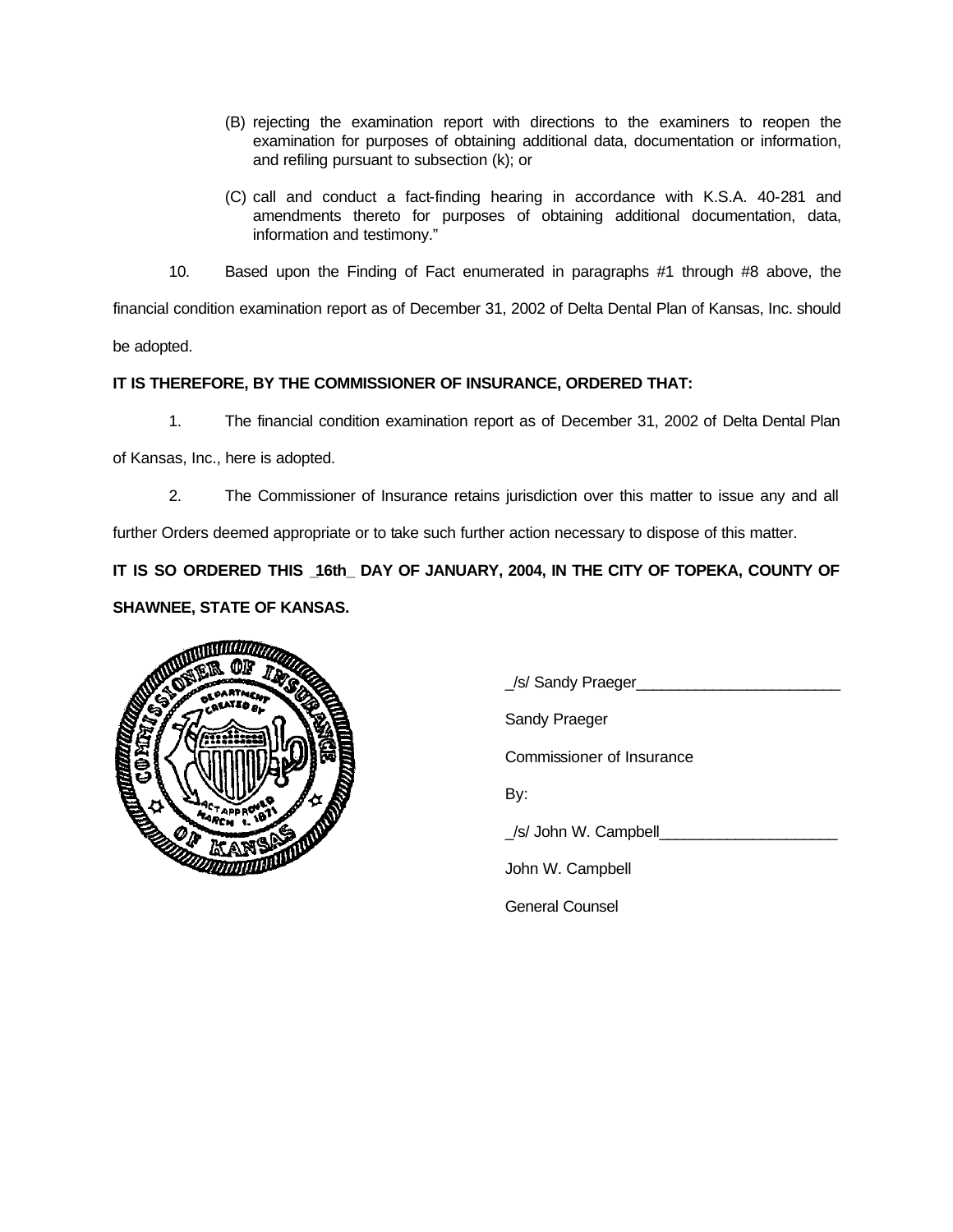(B) rejecting the examination report with directions to the examiners to reopen the examination for purposes of obtaining additional data, documentation or information, and refiling pursuant to subsection (k); or

(C) call and conduct a fact-finding hearing in accordance with K.S.A. 40-281 and amendments thereto for purposes of obtaining additional documentation, data, information and testimony."

10. Based upon the Finding of Fact enumerated in paragraphs #1 through #8 above, the financial condition examination report as of December 31, 2002 of Delta Dental Plan of Kansas, Inc. should be adopted.

**IT IS THEREFORE, BY THE COMMISSIONER OF INSURANCE, ORDERED THAT:**

1. The financial condition examination report as of December 31, 2002 of Delta Dental Plan of Kansas, Inc., here is adopted.

2. The Commissioner of Insurance retains jurisdiction over this matter to issue any and all further Orders deemed appropriate or to take such further action necessary to dispose of this matter.

**IT IS SO ORDERED THIS _16th_ DAY OF JANUARY, 2004, IN THE CITY OF TOPEKA, COUNTY OF SHAWNEE, STATE OF KANSAS.**

_/s/ Sandy Praeger________________________

Sandy Praeger

Commissioner of Insurance

By:

_/s/ John W. Campbell____________________

John W. Campbell

General Counsel